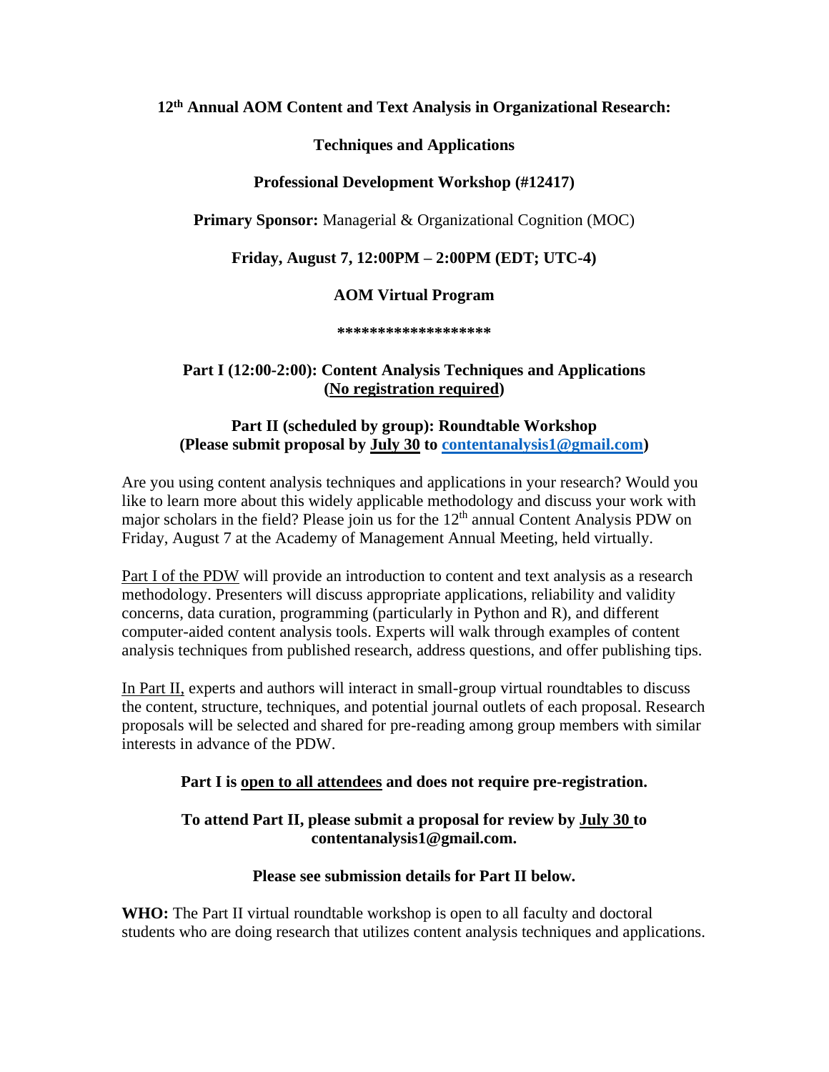**12th Annual AOM Content and Text Analysis in Organizational Research:**

**Techniques and Applications**

**Professional Development Workshop (#12417)**

**Primary Sponsor:** Managerial & Organizational Cognition (MOC)

**Friday, August 7, 12:00PM – 2:00PM (EDT; UTC-4)**

**AOM Virtual Program**

**\*\*\*\*\*\*\*\*\*\*\*\*\*\*\*\*\*\*\***

**Part I (12:00-2:00): Content Analysis Techniques and Applications (No registration required)**

**Part II (scheduled by group): Roundtable Workshop (Please submit proposal by July 30 to contentanalysis1@gmail.com)**

Are you using content analysis techniques and applications in your research? Would you like to learn more about this widely applicable methodology and discuss your work with major scholars in the field? Please join us for the 12th annual Content Analysis PDW on Friday, August 7 at the Academy of Management Annual Meeting, held virtually.

Part I of the PDW will provide an introduction to content and text analysis as a research methodology. Presenters will discuss appropriate applications, reliability and validity concerns, data curation, programming (particularly in Python and R), and different computer-aided content analysis tools. Experts will walk through examples of content analysis techniques from published research, address questions, and offer publishing tips.

In Part II, experts and authors will interact in small-group virtual roundtables to discuss the content, structure, techniques, and potential journal outlets of each proposal. Research proposals will be selected and shared for pre-reading among group members with similar interests in advance of the PDW.

**Part I is open to all attendees and does not require pre-registration.**

**To attend Part II, please submit a proposal for review by July 30 to contentanalysis1@gmail.com.**

**Please see submission details for Part II below.**

**WHO:** The Part II virtual roundtable workshop is open to all faculty and doctoral students who are doing research that utilizes content analysis techniques and applications.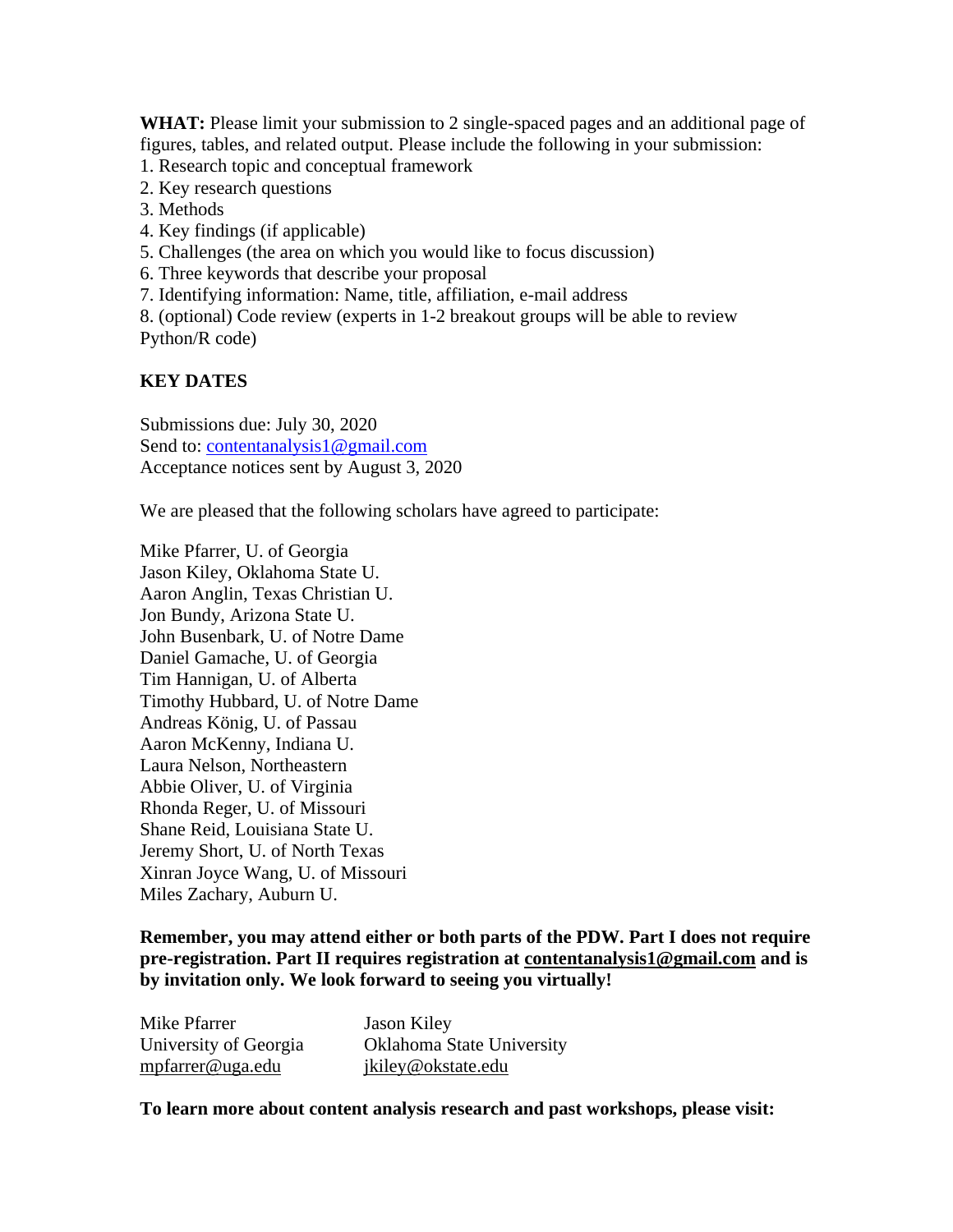**WHAT:** Please limit your submission to 2 single-spaced pages and an additional page of figures, tables, and related output. Please include the following in your submission:

1. Research topic and conceptual framework
2. Key research questions
3. Methods
4. Key findings (if applicable)
5. Challenges (the area on which you would like to focus discussion)
6. Three keywords that describe your proposal
7. Identifying information: Name, title, affiliation, e-mail address
8. (optional) Code review (experts in 1-2 breakout groups will be able to review Python/R code)

**KEY DATES**

Submissions due: July 30, 2020
Send to: contentanalysis1@gmail.com
Acceptance notices sent by August 3, 2020

We are pleased that the following scholars have agreed to participate:

Mike Pfarrer, U. of Georgia
Jason Kiley, Oklahoma State U.
Aaron Anglin, Texas Christian U.
Jon Bundy, Arizona State U.
John Busenbark, U. of Notre Dame
Daniel Gamache, U. of Georgia
Tim Hannigan, U. of Alberta
Timothy Hubbard, U. of Notre Dame
Andreas König, U. of Passau
Aaron McKenny, Indiana U.
Laura Nelson, Northeastern
Abbie Oliver, U. of Virginia
Rhonda Reger, U. of Missouri
Shane Reid, Louisiana State U.
Jeremy Short, U. of North Texas
Xinran Joyce Wang, U. of Missouri
Miles Zachary, Auburn U.

**Remember, you may attend either or both parts of the PDW. Part I does not require pre-registration. Part II requires registration at contentanalysis1@gmail.com and is by invitation only. We look forward to seeing you virtually!**

Mike Pfarrer
University of Georgia
mpfarrer@uga.edu

Jason Kiley
Oklahoma State University
jkiley@okstate.edu

**To learn more about content analysis research and past workshops, please visit:**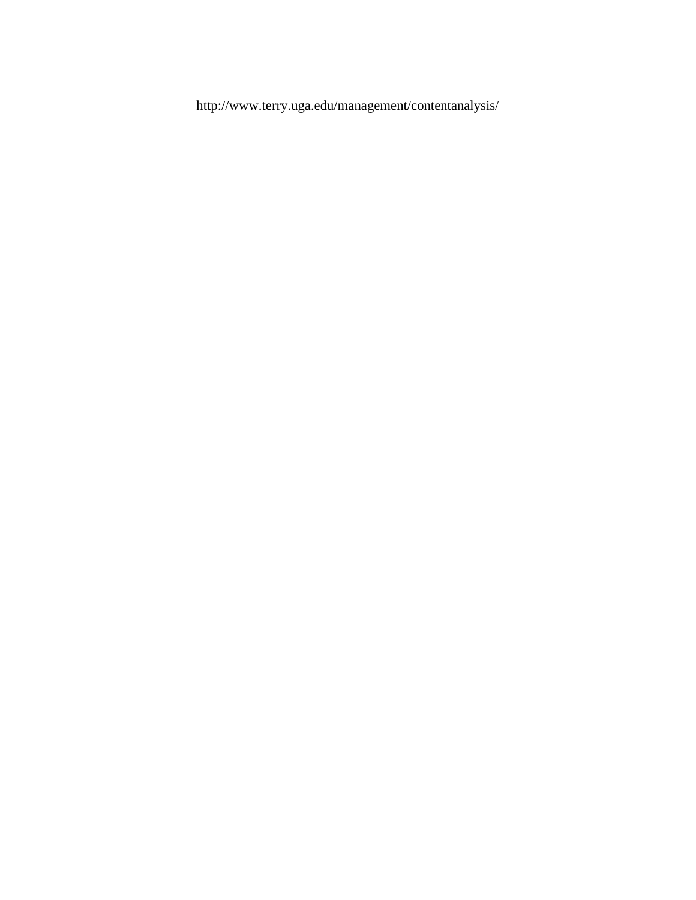http://www.terry.uga.edu/management/contentanalysis/